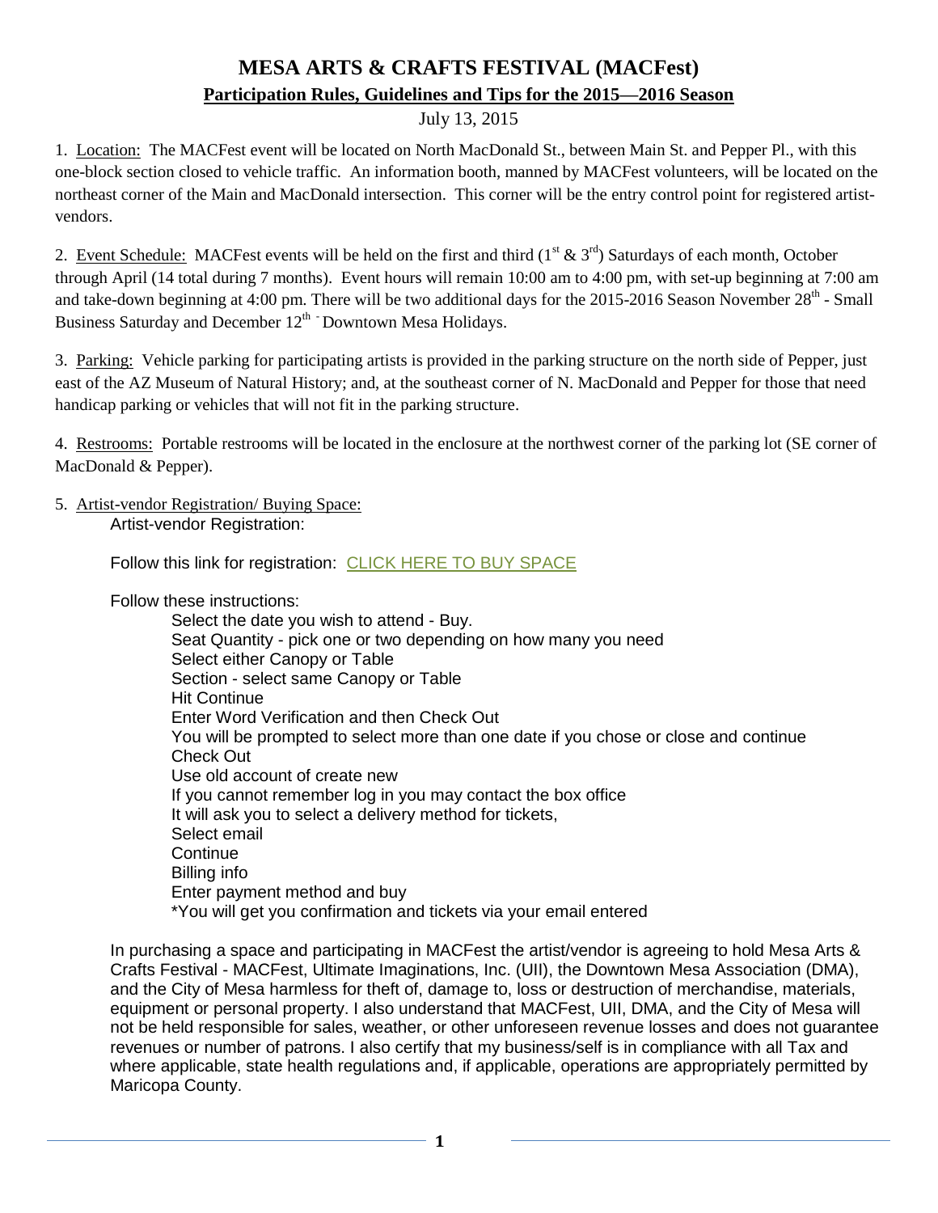# MESA ARTS & CRAFTS FESTIVAL (MACFest)

## Participation Rules, Guidelines and Tips for the 2015—2016 Season

July 13, 2015

1. Location: The MACFest event will be located on North MacDonald St., between Main St. and Pepper Pl., with this one-block section closed to vehicle traffic. An information booth, manned by MACFest volunteers, will be located on the northeast corner of the Main and MacDonald intersection. This corner will be the entry control point for registered artist-vendors.

2. Event Schedule: MACFest events will be held on the first and third (1st & 3rd) Saturdays of each month, October through April (14 total during 7 months). Event hours will remain 10:00 am to 4:00 pm, with set-up beginning at 7:00 am and take-down beginning at 4:00 pm. There will be two additional days for the 2015-2016 Season November 28th - Small Business Saturday and December 12th - Downtown Mesa Holidays.

3. Parking: Vehicle parking for participating artists is provided in the parking structure on the north side of Pepper, just east of the AZ Museum of Natural History; and, at the southeast corner of N. MacDonald and Pepper for those that need handicap parking or vehicles that will not fit in the parking structure.

4. Restrooms: Portable restrooms will be located in the enclosure at the northwest corner of the parking lot (SE corner of MacDonald & Pepper).

5. Artist-vendor Registration/ Buying Space:

Artist-vendor Registration:

Follow this link for registration: CLICK HERE TO BUY SPACE

Follow these instructions:

Select the date you wish to attend - Buy.
Seat Quantity - pick one or two depending on how many you need
Select either Canopy or Table
Section - select same Canopy or Table
Hit Continue
Enter Word Verification and then Check Out
You will be prompted to select more than one date if you chose or close and continue
Check Out
Use old account of create new
If you cannot remember log in you may contact the box office
It will ask you to select a delivery method for tickets,
Select email
Continue
Billing info
Enter payment method and buy
*You will get you confirmation and tickets via your email entered

In purchasing a space and participating in MACFest the artist/vendor is agreeing to hold Mesa Arts & Crafts Festival - MACFest, Ultimate Imaginations, Inc. (UII), the Downtown Mesa Association (DMA), and the City of Mesa harmless for theft of, damage to, loss or destruction of merchandise, materials, equipment or personal property. I also understand that MACFest, UII, DMA, and the City of Mesa will not be held responsible for sales, weather, or other unforeseen revenue losses and does not guarantee revenues or number of patrons. I also certify that my business/self is in compliance with all Tax and where applicable, state health regulations and, if applicable, operations are appropriately permitted by Maricopa County.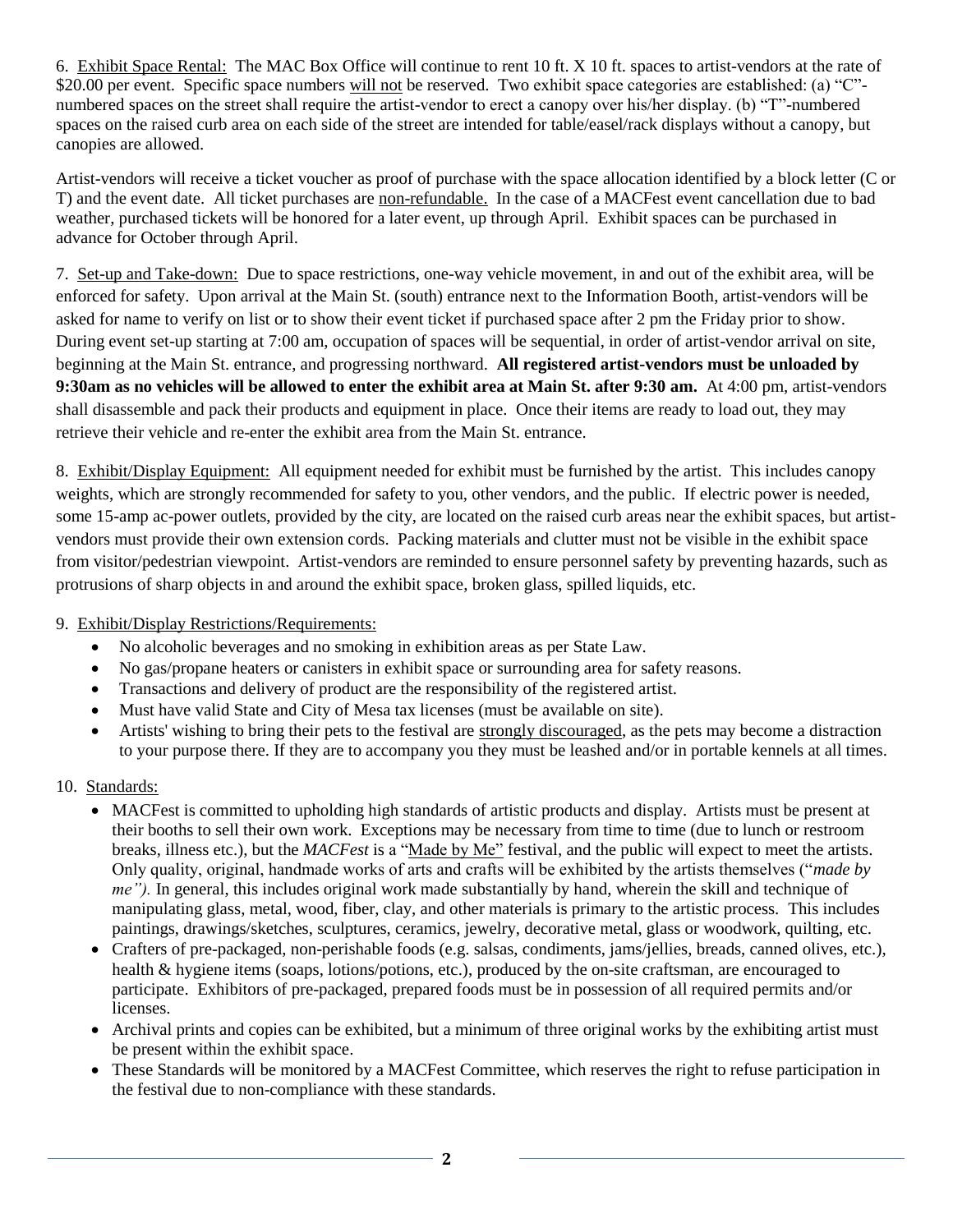6. <u>Exhibit Space Rental:</u> The MAC Box Office will continue to rent 10 ft. X 10 ft. spaces to artist-vendors at the rate of $20.00 per event. Specific space numbers <u>will not</u> be reserved. Two exhibit space categories are established: (a) "C"-numbered spaces on the street shall require the artist-vendor to erect a canopy over his/her display. (b) "T"-numbered spaces on the raised curb area on each side of the street are intended for table/easel/rack displays without a canopy, but canopies are allowed.

Artist-vendors will receive a ticket voucher as proof of purchase with the space allocation identified by a block letter (C or T) and the event date. All ticket purchases are <u>non-refundable.</u> In the case of a MACFest event cancellation due to bad weather, purchased tickets will be honored for a later event, up through April. Exhibit spaces can be purchased in advance for October through April.

7. <u>Set-up and Take-down:</u> Due to space restrictions, one-way vehicle movement, in and out of the exhibit area, will be enforced for safety. Upon arrival at the Main St. (south) entrance next to the Information Booth, artist-vendors will be asked for name to verify on list or to show their event ticket if purchased space after 2 pm the Friday prior to show. During event set-up starting at 7:00 am, occupation of spaces will be sequential, in order of artist-vendor arrival on site, beginning at the Main St. entrance, and progressing northward. **All registered artist-vendors must be unloaded by 9:30am as no vehicles will be allowed to enter the exhibit area at Main St. after 9:30 am.** At 4:00 pm, artist-vendors shall disassemble and pack their products and equipment in place. Once their items are ready to load out, they may retrieve their vehicle and re-enter the exhibit area from the Main St. entrance.

8. <u>Exhibit/Display Equipment:</u> All equipment needed for exhibit must be furnished by the artist. This includes canopy weights, which are strongly recommended for safety to you, other vendors, and the public. If electric power is needed, some 15-amp ac-power outlets, provided by the city, are located on the raised curb areas near the exhibit spaces, but artist-vendors must provide their own extension cords. Packing materials and clutter must not be visible in the exhibit space from visitor/pedestrian viewpoint. Artist-vendors are reminded to ensure personnel safety by preventing hazards, such as protrusions of sharp objects in and around the exhibit space, broken glass, spilled liquids, etc.

9. <u>Exhibit/Display Restrictions/Requirements:</u>

- No alcoholic beverages and no smoking in exhibition areas as per State Law.
- No gas/propane heaters or canisters in exhibit space or surrounding area for safety reasons.
- Transactions and delivery of product are the responsibility of the registered artist.
- Must have valid State and City of Mesa tax licenses (must be available on site).
- Artists' wishing to bring their pets to the festival are <u>strongly discouraged</u>, as the pets may become a distraction to your purpose there. If they are to accompany you they must be leashed and/or in portable kennels at all times.

10. <u>Standards:</u>

- MACFest is committed to upholding high standards of artistic products and display. Artists must be present at their booths to sell their own work. Exceptions may be necessary from time to time (due to lunch or restroom breaks, illness etc.), but the *MACFest* is a "<u>Made by Me</u>" festival, and the public will expect to meet the artists. Only quality, original, handmade works of arts and crafts will be exhibited by the artists themselves ("*made by me").* In general, this includes original work made substantially by hand, wherein the skill and technique of manipulating glass, metal, wood, fiber, clay, and other materials is primary to the artistic process. This includes paintings, drawings/sketches, sculptures, ceramics, jewelry, decorative metal, glass or woodwork, quilting, etc.
- Crafters of pre-packaged, non-perishable foods (e.g. salsas, condiments, jams/jellies, breads, canned olives, etc.), health & hygiene items (soaps, lotions/potions, etc.), produced by the on-site craftsman, are encouraged to participate. Exhibitors of pre-packaged, prepared foods must be in possession of all required permits and/or licenses.
- Archival prints and copies can be exhibited, but a minimum of three original works by the exhibiting artist must be present within the exhibit space.
- These Standards will be monitored by a MACFest Committee, which reserves the right to refuse participation in the festival due to non-compliance with these standards.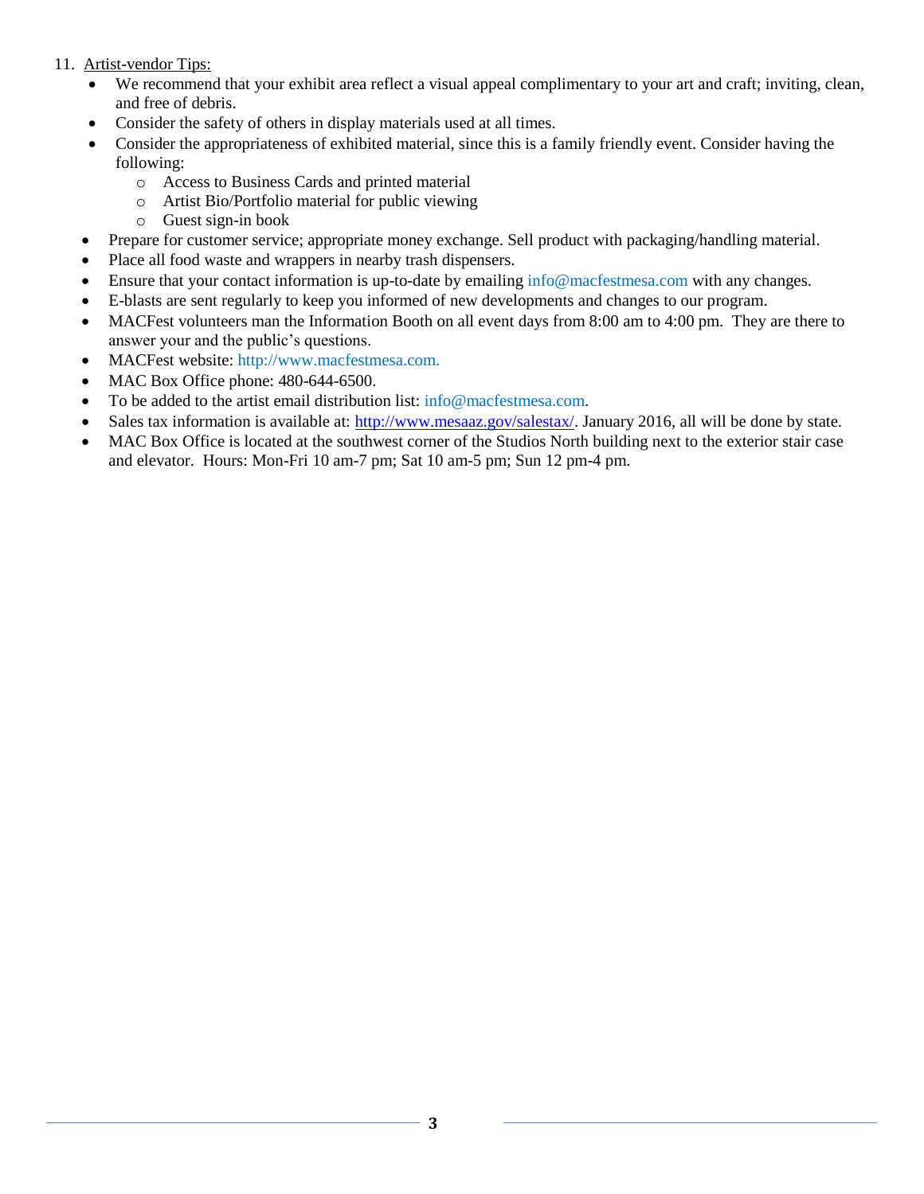11. Artist-vendor Tips:
    - We recommend that your exhibit area reflect a visual appeal complimentary to your art and craft; inviting, clean, and free of debris.
    - Consider the safety of others in display materials used at all times.
    - Consider the appropriateness of exhibited material, since this is a family friendly event. Consider having the following:
        - Access to Business Cards and printed material
        - Artist Bio/Portfolio material for public viewing
        - Guest sign-in book

- Prepare for customer service; appropriate money exchange. Sell product with packaging/handling material.
- Place all food waste and wrappers in nearby trash dispensers.
- Ensure that your contact information is up-to-date by emailing info@macfestmesa.com with any changes.
- E-blasts are sent regularly to keep you informed of new developments and changes to our program.
- MACFest volunteers man the Information Booth on all event days from 8:00 am to 4:00 pm. They are there to answer your and the public's questions.
- MACFest website: http://www.macfestmesa.com.
- MAC Box Office phone: 480-644-6500.
- To be added to the artist email distribution list: info@macfestmesa.com.
- Sales tax information is available at: http://www.mesaaz.gov/salestax/. January 2016, all will be done by state.
- MAC Box Office is located at the southwest corner of the Studios North building next to the exterior stair case and elevator. Hours: Mon-Fri 10 am-7 pm; Sat 10 am-5 pm; Sun 12 pm-4 pm.